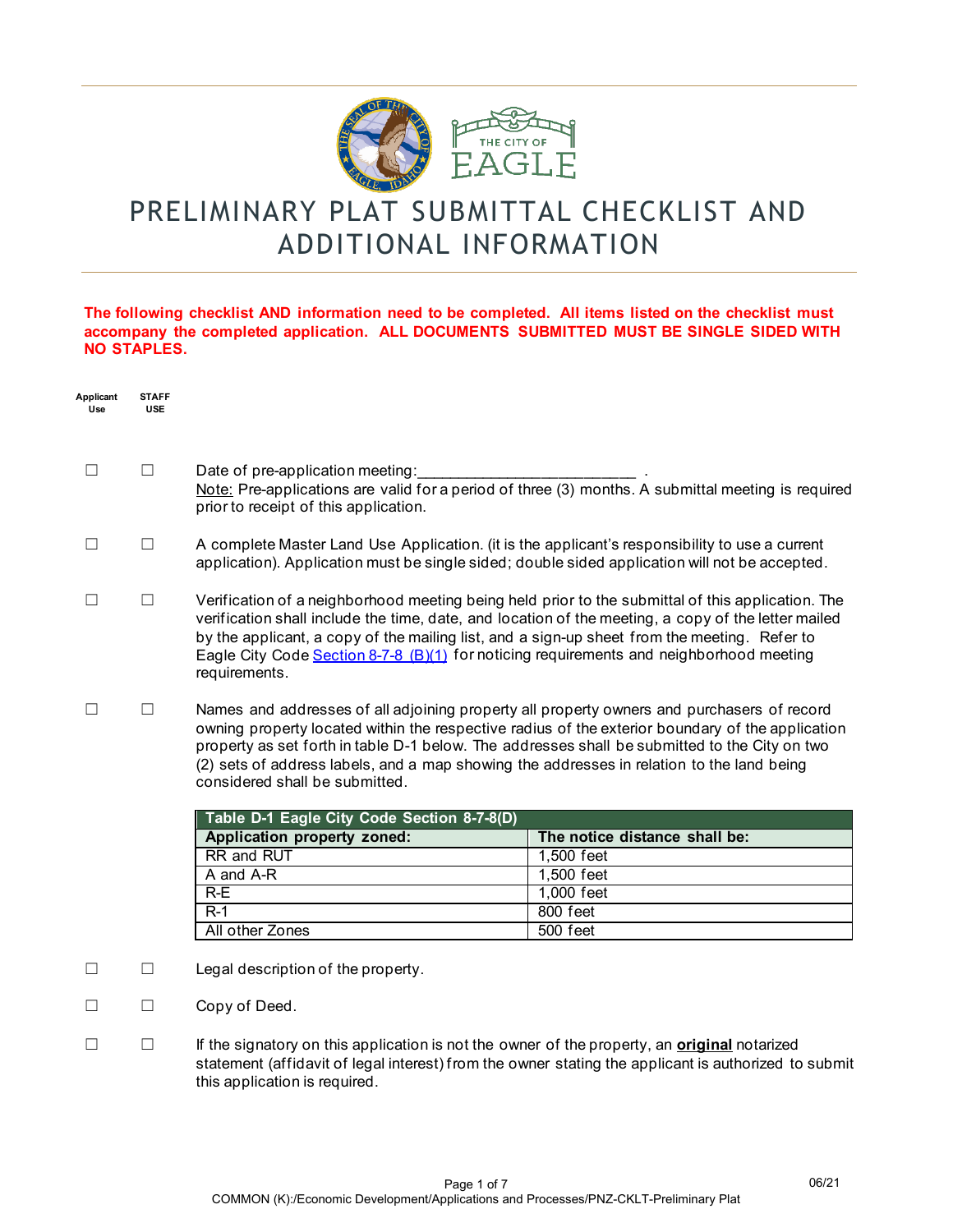# PRELIMINARY PLAT SUBMITTAL CHECKLIST AND ADDITIONAL INFORMATION

**The following checklist AND information need to be completed. All items listed on the checklist must accompany the completed application. ALL DOCUMENTS SUBMITTED MUST BE SINGLE SIDED WITH NO STAPLES.**

| Applicant Use | STAFF USE | |
|---|---|---|
| ☐ | ☐ | Date of pre-application meeting:_________________________ . <br>Note: Pre-applications are valid for a period of three (3) months. A submittal meeting is required prior to receipt of this application. |
| ☐ | ☐ | A complete Master Land Use Application. (it is the applicant's responsibility to use a current application). Application must be single sided; double sided application will not be accepted. |
| ☐ | ☐ | Verification of a neighborhood meeting being held prior to the submittal of this application. The verification shall include the time, date, and location of the meeting, a copy of the letter mailed by the applicant, a copy of the mailing list, and a sign-up sheet from the meeting. Refer to Eagle City Code Section 8-7-8 (B)(1) for noticing requirements and neighborhood meeting requirements. |
| ☐ | ☐ | Names and addresses of all adjoining property all property owners and purchasers of record owning property located within the respective radius of the exterior boundary of the application property as set forth in table D-1 below. The addresses shall be submitted to the City on two (2) sets of address labels, and a map showing the addresses in relation to the land being considered shall be submitted. |

| Table D-1 Eagle City Code Section 8-7-8(D) | |
|---|---|
| **Application property zoned:** | **The notice distance shall be:** |
| RR and RUT | 1,500 feet |
| A and A-R | 1,500 feet |
| R-E | 1,000 feet |
| R-1 | 800 feet |
| All other Zones | 500 feet |

| Applicant Use | STAFF USE | |
|---|---|---|
| ☐ | ☐ | Legal description of the property. |
| ☐ | ☐ | Copy of Deed. |
| ☐ | ☐ | If the signatory on this application is not the owner of the property, an **original** notarized statement (affidavit of legal interest) from the owner stating the applicant is authorized to submit this application is required. |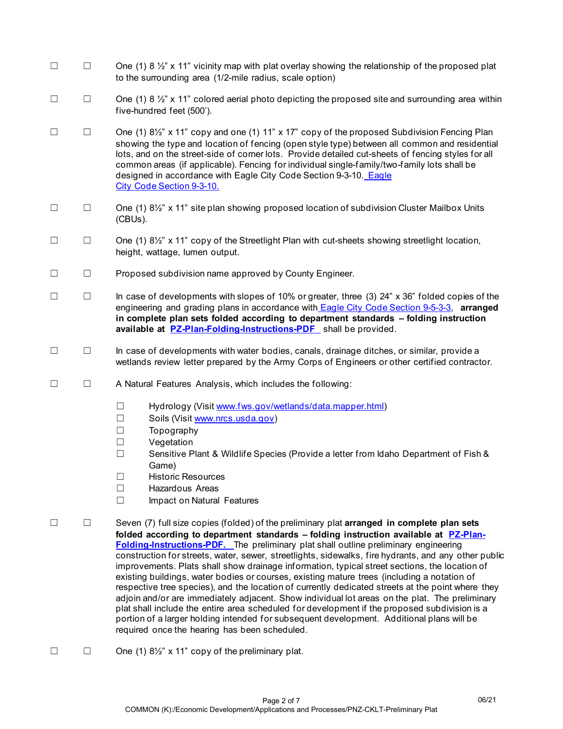☐ ☐ One (1) 8 ½" x 11" vicinity map with plat overlay showing the relationship of the proposed plat to the surrounding area (1/2-mile radius, scale option)

☐ ☐ One (1) 8 ½" x 11" colored aerial photo depicting the proposed site and surrounding area within five-hundred feet (500').

☐ ☐ One (1) 8½" x 11" copy and one (1) 11" x 17" copy of the proposed Subdivision Fencing Plan showing the type and location of fencing (open style type) between all common and residential lots, and on the street-side of corner lots. Provide detailed cut-sheets of fencing styles for all common areas (if applicable). Fencing for individual single-family/two-family lots shall be designed in accordance with Eagle City Code Section 9-3-10. Eagle City Code Section 9-3-10.

☐ ☐ One (1) 8½" x 11" site plan showing proposed location of subdivision Cluster Mailbox Units (CBUs).

☐ ☐ One (1) 8½" x 11" copy of the Streetlight Plan with cut-sheets showing streetlight location, height, wattage, lumen output.

☐ ☐ Proposed subdivision name approved by County Engineer.

☐ ☐ In case of developments with slopes of 10% or greater, three (3) 24" x 36" folded copies of the engineering and grading plans in accordance with Eagle City Code Section 9-5-3-3, **arranged in complete plan sets folded according to department standards – folding instruction available at PZ-Plan-Folding-Instructions-PDF** shall be provided.

☐ ☐ In case of developments with water bodies, canals, drainage ditches, or similar, provide a wetlands review letter prepared by the Army Corps of Engineers or other certified contractor.

☐ ☐ A Natural Features Analysis, which includes the following:

- ☐ Hydrology (Visit www.fws.gov/wetlands/data.mapper.html)
- ☐ Soils (Visit www.nrcs.usda.gov)
- ☐ Topography
- ☐ Vegetation
- ☐ Sensitive Plant & Wildlife Species (Provide a letter from Idaho Department of Fish & Game)
- ☐ Historic Resources
- ☐ Hazardous Areas
- ☐ Impact on Natural Features

☐ ☐ Seven (7) full size copies (folded) of the preliminary plat **arranged in complete plan sets folded according to department standards – folding instruction available at PZ-Plan-Folding-Instructions-PDF.** The preliminary plat shall outline preliminary engineering construction for streets, water, sewer, streetlights, sidewalks, fire hydrants, and any other public improvements. Plats shall show drainage information, typical street sections, the location of existing buildings, water bodies or courses, existing mature trees (including a notation of respective tree species), and the location of currently dedicated streets at the point where they adjoin and/or are immediately adjacent. Show individual lot areas on the plat. The preliminary plat shall include the entire area scheduled for development if the proposed subdivision is a portion of a larger holding intended for subsequent development. Additional plans will be required once the hearing has been scheduled.

☐ ☐ One (1) 8½" x 11" copy of the preliminary plat.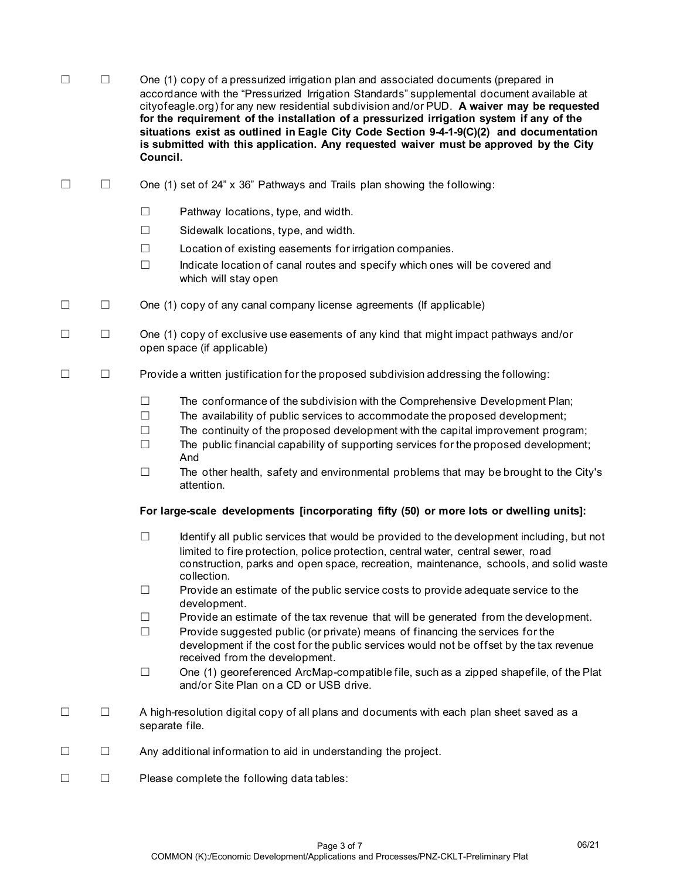☐ ☐ One (1) copy of a pressurized irrigation plan and associated documents (prepared in accordance with the "Pressurized Irrigation Standards" supplemental document available at cityofeagle.org) for any new residential subdivision and/or PUD. **A waiver may be requested for the requirement of the installation of a pressurized irrigation system if any of the situations exist as outlined in Eagle City Code Section 9-4-1-9(C)(2) and documentation is submitted with this application. Any requested waiver must be approved by the City Council.**

☐ ☐ One (1) set of 24" x 36" Pathways and Trails plan showing the following:

- ☐ Pathway locations, type, and width.
- ☐ Sidewalk locations, type, and width.
- ☐ Location of existing easements for irrigation companies.
- ☐ Indicate location of canal routes and specify which ones will be covered and which will stay open

☐ ☐ One (1) copy of any canal company license agreements (If applicable)

☐ ☐ One (1) copy of exclusive use easements of any kind that might impact pathways and/or open space (if applicable)

☐ ☐ Provide a written justification for the proposed subdivision addressing the following:

- ☐ The conformance of the subdivision with the Comprehensive Development Plan;
- ☐ The availability of public services to accommodate the proposed development;
- ☐ The continuity of the proposed development with the capital improvement program;
- ☐ The public financial capability of supporting services for the proposed development; And
- ☐ The other health, safety and environmental problems that may be brought to the City's attention.

**For large-scale developments [incorporating fifty (50) or more lots or dwelling units]:**

- ☐ Identify all public services that would be provided to the development including, but not limited to fire protection, police protection, central water, central sewer, road construction, parks and open space, recreation, maintenance, schools, and solid waste collection.
- ☐ Provide an estimate of the public service costs to provide adequate service to the development.
- ☐ Provide an estimate of the tax revenue that will be generated from the development.
- ☐ Provide suggested public (or private) means of financing the services for the development if the cost for the public services would not be offset by the tax revenue received from the development.
- ☐ One (1) georeferenced ArcMap-compatible file, such as a zipped shapefile, of the Plat and/or Site Plan on a CD or USB drive.

☐ ☐ A high-resolution digital copy of all plans and documents with each plan sheet saved as a separate file.

☐ ☐ Any additional information to aid in understanding the project.

☐ ☐ Please complete the following data tables: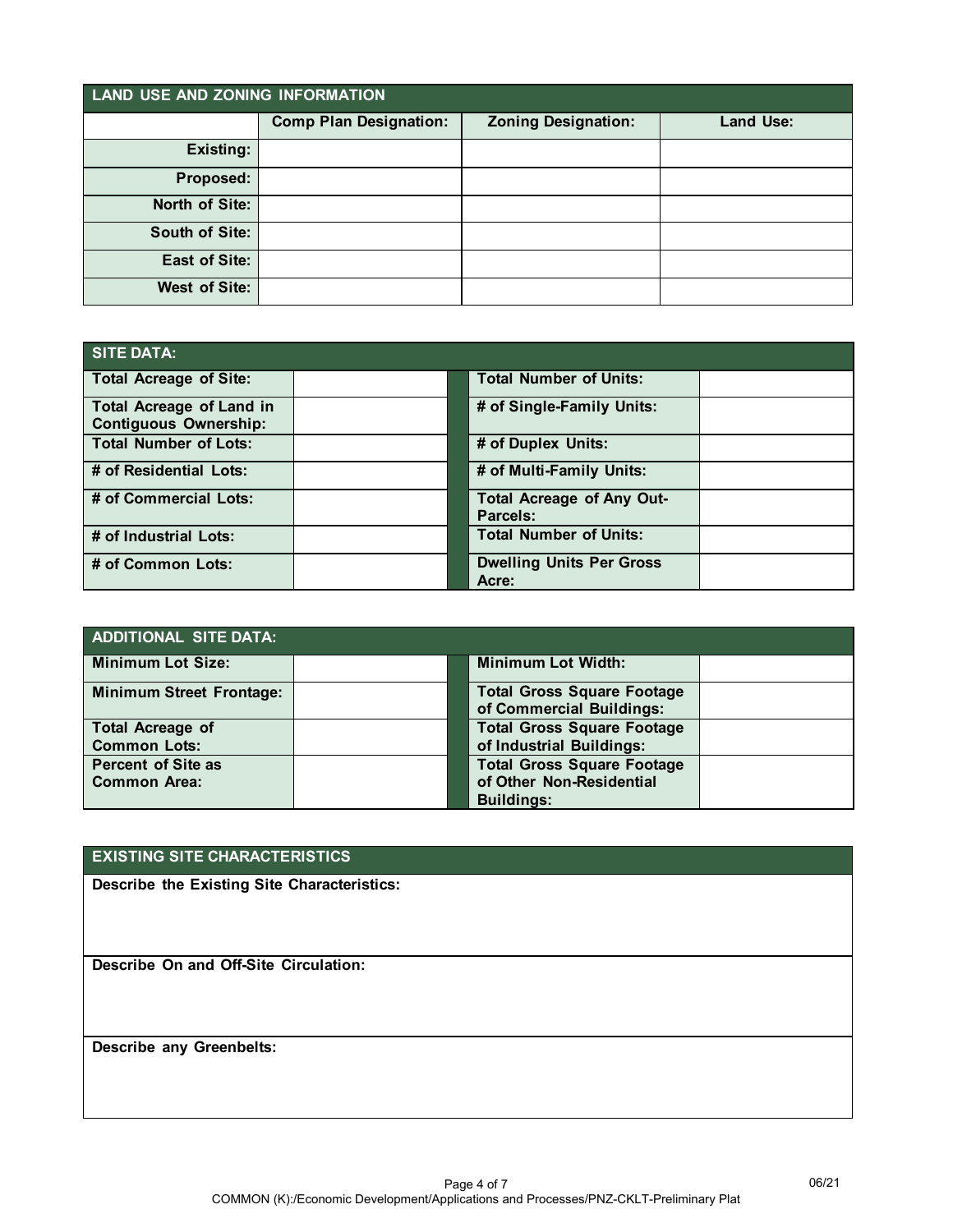## LAND USE AND ZONING INFORMATION

| | Comp Plan Designation: | Zoning Designation: | Land Use: |
|---|---|---|---|
| **Existing:** | | | |
| **Proposed:** | | | |
| **North of Site:** | | | |
| **South of Site:** | | | |
| **East of Site:** | | | |
| **West of Site:** | | | |

## SITE DATA:

| | | | |
|---|---|---|---|
| **Total Acreage of Site:** | | **Total Number of Units:** | |
| **Total Acreage of Land in Contiguous Ownership:** | | **# of Single-Family Units:** | |
| **Total Number of Lots:** | | **# of Duplex Units:** | |
| **# of Residential Lots:** | | **# of Multi-Family Units:** | |
| **# of Commercial Lots:** | | **Total Acreage of Any Out-Parcels:** | |
| **# of Industrial Lots:** | | **Total Number of Units:** | |
| **# of Common Lots:** | | **Dwelling Units Per Gross Acre:** | |

## ADDITIONAL SITE DATA:

| | | | |
|---|---|---|---|
| **Minimum Lot Size:** | | **Minimum Lot Width:** | |
| **Minimum Street Frontage:** | | **Total Gross Square Footage of Commercial Buildings:** | |
| **Total Acreage of Common Lots:** | | **Total Gross Square Footage of Industrial Buildings:** | |
| **Percent of Site as Common Area:** | | **Total Gross Square Footage of Other Non-Residential Buildings:** | |

## EXISTING SITE CHARACTERISTICS

**Describe the Existing Site Characteristics:**

**Describe On and Off-Site Circulation:**

**Describe any Greenbelts:**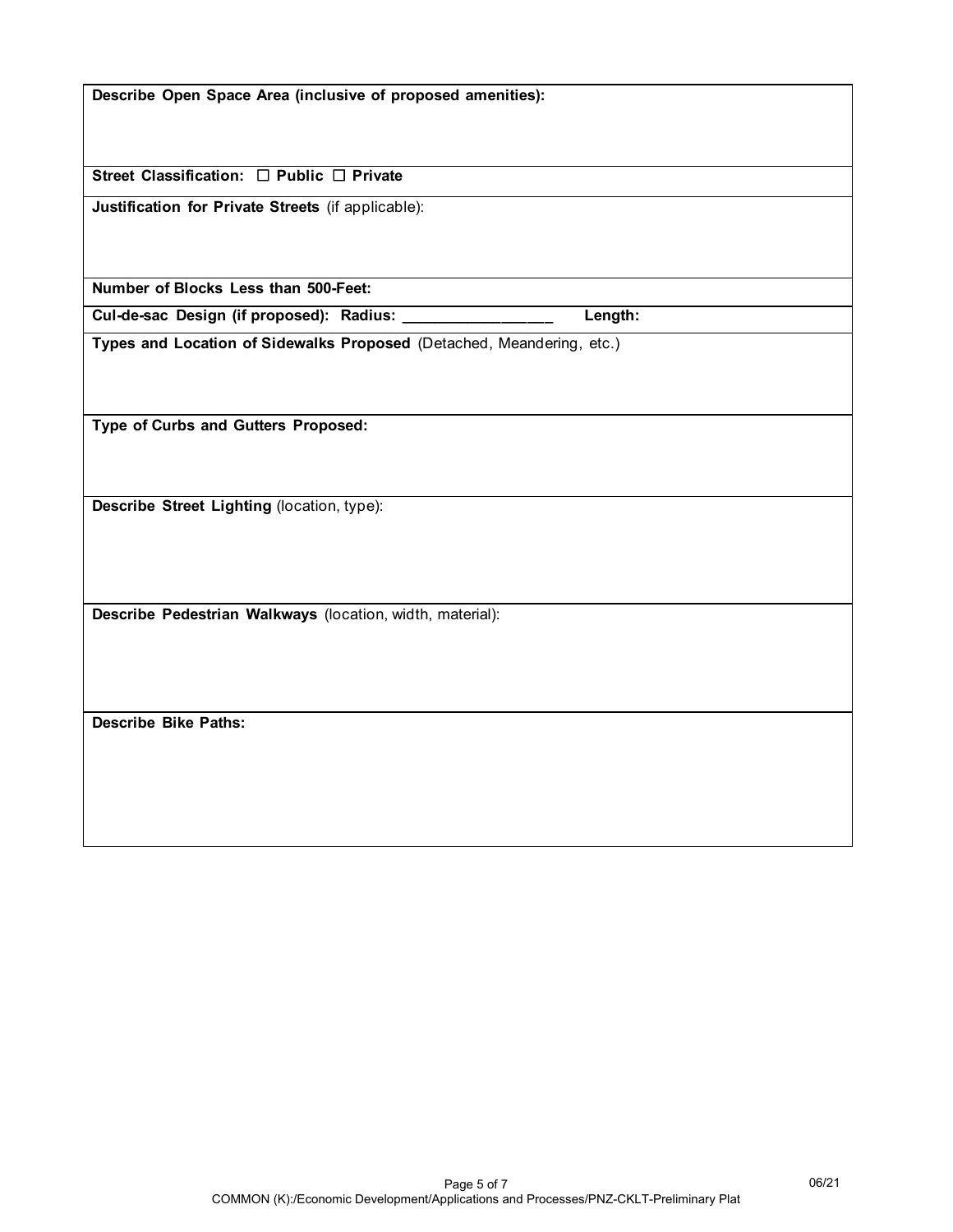**Describe Open Space Area (inclusive of proposed amenities):**

**Street Classification:** ☐ **Public** ☐ **Private**

**Justification for Private Streets** (if applicable):

**Number of Blocks Less than 500-Feet:**

**Cul-de-sac Design (if proposed): Radius:** _________________ **Length:**

**Types and Location of Sidewalks Proposed** (Detached, Meandering, etc.)

**Type of Curbs and Gutters Proposed:**

**Describe Street Lighting** (location, type):

**Describe Pedestrian Walkways** (location, width, material):

**Describe Bike Paths:**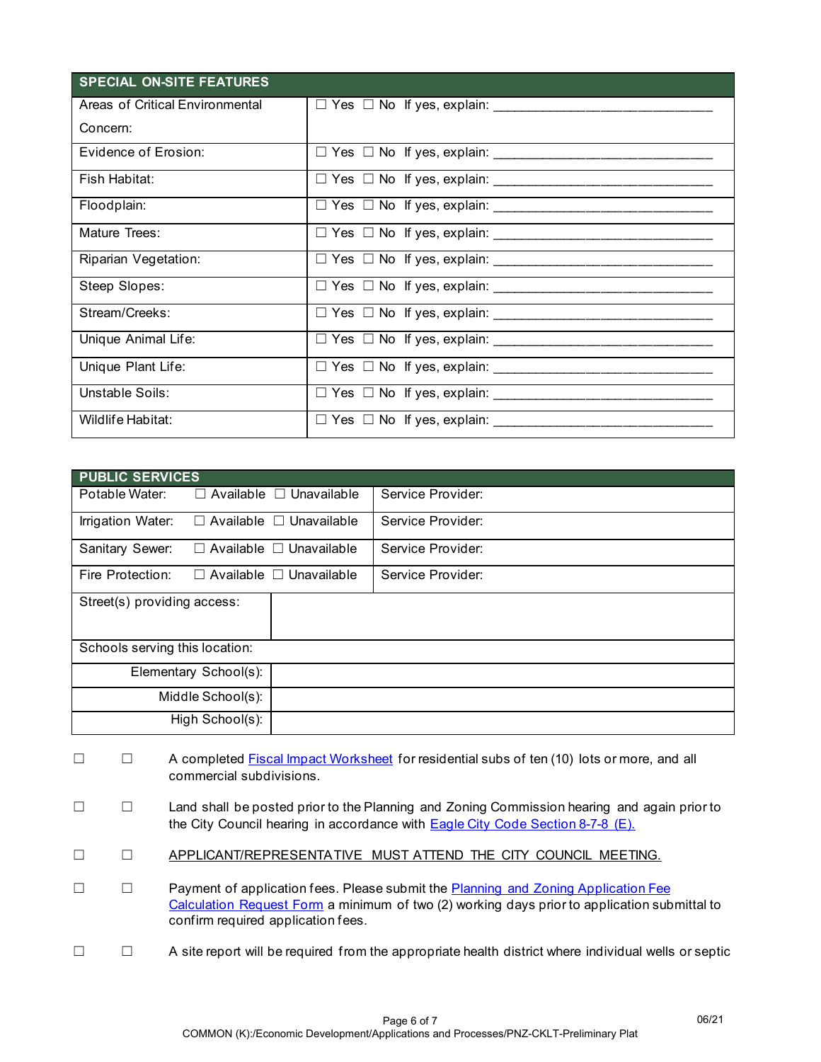| SPECIAL ON-SITE FEATURES | |
|---|---|
| Areas of Critical Environmental Concern: | ☐ Yes ☐ No If yes, explain: ______________________________ |
| Evidence of Erosion: | ☐ Yes ☐ No If yes, explain: ______________________________ |
| Fish Habitat: | ☐ Yes ☐ No If yes, explain: ______________________________ |
| Floodplain: | ☐ Yes ☐ No If yes, explain: ______________________________ |
| Mature Trees: | ☐ Yes ☐ No If yes, explain: ______________________________ |
| Riparian Vegetation: | ☐ Yes ☐ No If yes, explain: ______________________________ |
| Steep Slopes: | ☐ Yes ☐ No If yes, explain: ______________________________ |
| Stream/Creeks: | ☐ Yes ☐ No If yes, explain: ______________________________ |
| Unique Animal Life: | ☐ Yes ☐ No If yes, explain: ______________________________ |
| Unique Plant Life: | ☐ Yes ☐ No If yes, explain: ______________________________ |
| Unstable Soils: | ☐ Yes ☐ No If yes, explain: ______________________________ |
| Wildlife Habitat: | ☐ Yes ☐ No If yes, explain: ______________________________ |

| PUBLIC SERVICES | | |
|---|---|---|
| Potable Water: | ☐ Available ☐ Unavailable | Service Provider: |
| Irrigation Water: | ☐ Available ☐ Unavailable | Service Provider: |
| Sanitary Sewer: | ☐ Available ☐ Unavailable | Service Provider: |
| Fire Protection: | ☐ Available ☐ Unavailable | Service Provider: |
| Street(s) providing access: | | |
| Schools serving this location: | | |
| Elementary School(s): | | |
| Middle School(s): | | |
| High School(s): | | |

☐ ☐ A completed Fiscal Impact Worksheet for residential subs of ten (10) lots or more, and all commercial subdivisions.

☐ ☐ Land shall be posted prior to the Planning and Zoning Commission hearing and again prior to the City Council hearing in accordance with Eagle City Code Section 8-7-8 (E).

☐ ☐ APPLICANT/REPRESENTATIVE MUST ATTEND THE CITY COUNCIL MEETING.

☐ ☐ Payment of application fees. Please submit the Planning and Zoning Application Fee Calculation Request Form a minimum of two (2) working days prior to application submittal to confirm required application fees.

☐ ☐ A site report will be required from the appropriate health district where individual wells or septic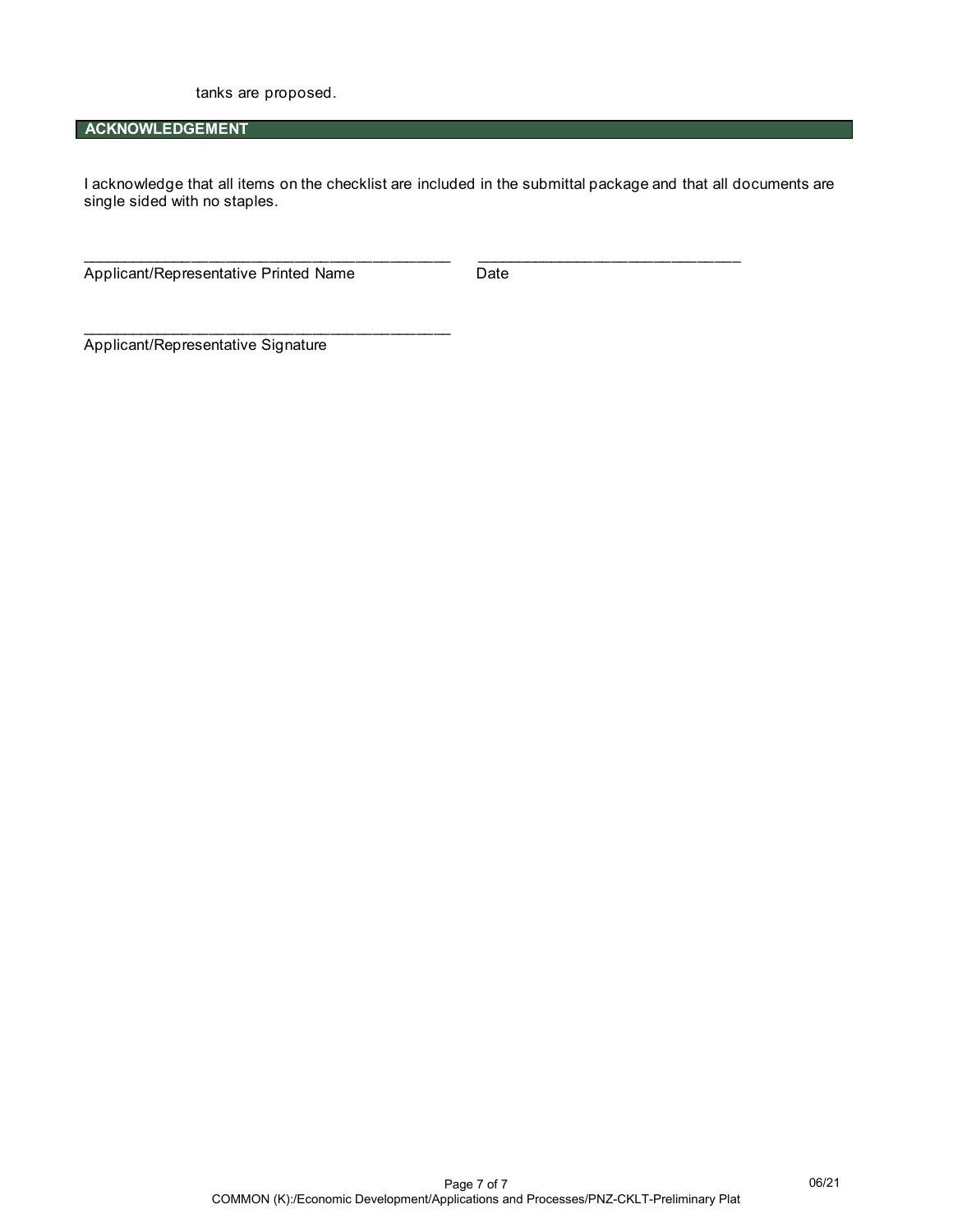tanks are proposed.

## ACKNOWLEDGEMENT

I acknowledge that all items on the checklist are included in the submittal package and that all documents are single sided with no staples.

_____________________________________________ _______________________________

Applicant/Representative Printed Name Date

_____________________________________________

Applicant/Representative Signature